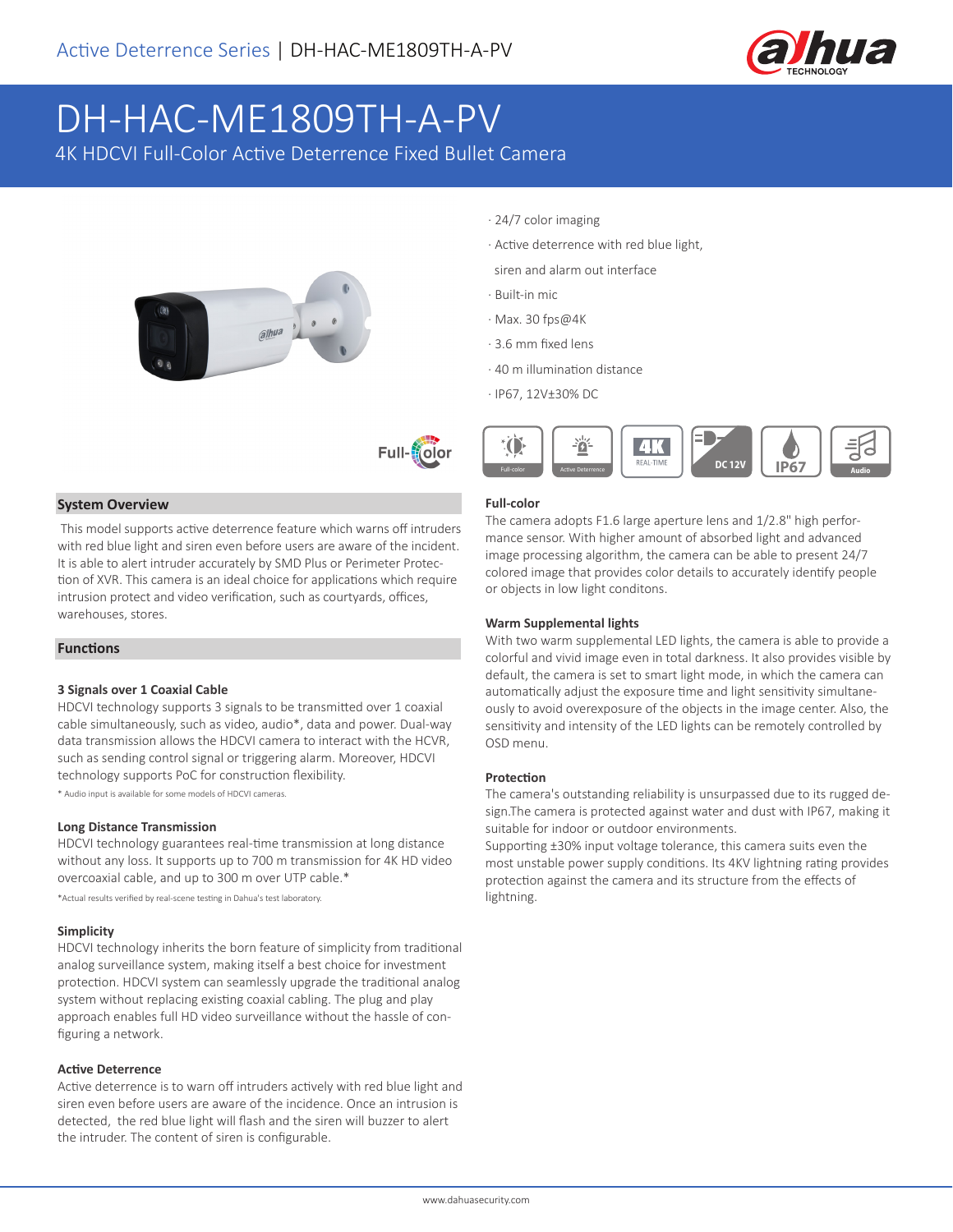Active Deterrence Series | DH-HAC-ME1809TH-A-PV

# DH-HAC-ME1809TH-A-PV

4K HDCVI Full-Color Active Deterrence Fixed Bullet Camera

- 24/7 color imaging
- Active deterrence with red blue light, siren and alarm out interface
- Built-in mic
- Max. 30 fps@4K
- 3.6 mm fixed lens
- 40 m illumination distance
- IP67, 12V±30% DC

## System Overview

This model supports active deterrence feature which warns off intruders with red blue light and siren even before users are aware of the incident. It is able to alert intruder accurately by SMD Plus or Perimeter Protection of XVR. This camera is an ideal choice for applications which require intrusion protect and video verification, such as courtyards, offices, warehouses, stores.

## Functions

### 3 Signals over 1 Coaxial Cable

HDCVI technology supports 3 signals to be transmitted over 1 coaxial cable simultaneously, such as video, audio*, data and power. Dual-way data transmission allows the HDCVI camera to interact with the HCVR, such as sending control signal or triggering alarm. Moreover, HDCVI technology supports PoC for construction flexibility.

* Audio input is available for some models of HDCVI cameras.

### Long Distance Transmission

HDCVI technology guarantees real-time transmission at long distance without any loss. It supports up to 700 m transmission for 4K HD video overcoaxial cable, and up to 300 m over UTP cable.*

*Actual results verified by real-scene testing in Dahua's test laboratory.

### Simplicity

HDCVI technology inherits the born feature of simplicity from traditional analog surveillance system, making itself a best choice for investment protection. HDCVI system can seamlessly upgrade the traditional analog system without replacing existing coaxial cabling. The plug and play approach enables full HD video surveillance without the hassle of configuring a network.

### Active Deterrence

Active deterrence is to warn off intruders actively with red blue light and siren even before users are aware of the incidence. Once an intrusion is detected, the red blue light will flash and the siren will buzzer to alert the intruder. The content of siren is configurable.

### Full-color

The camera adopts F1.6 large aperture lens and 1/2.8" high performance sensor. With higher amount of absorbed light and advanced image processing algorithm, the camera can be able to present 24/7 colored image that provides color details to accurately identify people or objects in low light conditons.

### Warm Supplemental lights

With two warm supplemental LED lights, the camera is able to provide a colorful and vivid image even in total darkness. It also provides visible by default, the camera is set to smart light mode, in which the camera can automatically adjust the exposure time and light sensitivity simultaneously to avoid overexposure of the objects in the image center. Also, the sensitivity and intensity of the LED lights can be remotely controlled by OSD menu.

### Protection

The camera's outstanding reliability is unsurpassed due to its rugged design.The camera is protected against water and dust with IP67, making it suitable for indoor or outdoor environments.

Supporting ±30% input voltage tolerance, this camera suits even the most unstable power supply conditions. Its 4KV lightning rating provides protection against the camera and its structure from the effects of lightning.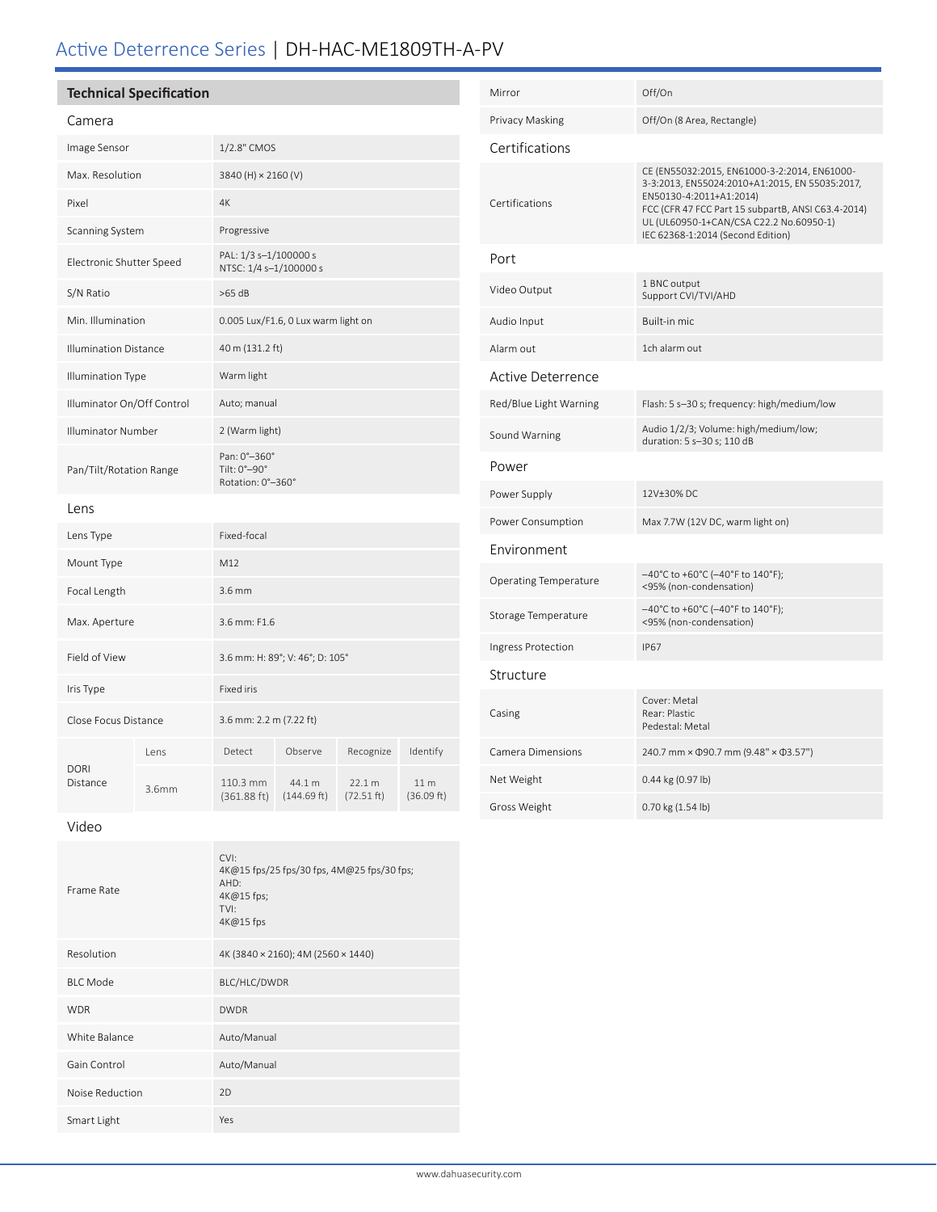# Active Deterrence Series | DH-HAC-ME1809TH-A-PV

## Technical Specification

### Camera

| | |
|---|---|
| Image Sensor | 1/2.8" CMOS |
| Max. Resolution | 3840 (H) × 2160 (V) |
| Pixel | 4K |
| Scanning System | Progressive |
| Electronic Shutter Speed | PAL: 1/3 s–1/100000 s<br>NTSC: 1/4 s–1/100000 s |
| S/N Ratio | >65 dB |
| Min. Illumination | 0.005 Lux/F1.6, 0 Lux warm light on |
| Illumination Distance | 40 m (131.2 ft) |
| Illumination Type | Warm light |
| Illuminator On/Off Control | Auto; manual |
| Illuminator Number | 2 (Warm light) |
| Pan/Tilt/Rotation Range | Pan: 0°–360°<br>Tilt: 0°–90°<br>Rotation: 0°–360° |

### Lens

| | |
|---|---|
| Lens Type | Fixed-focal |
| Mount Type | M12 |
| Focal Length | 3.6 mm |
| Max. Aperture | 3.6 mm: F1.6 |
| Field of View | 3.6 mm: H: 89°; V: 46°; D: 105° |
| Iris Type | Fixed iris |
| Close Focus Distance | 3.6 mm: 2.2 m (7.22 ft) |

| DORI Distance | Lens | Detect | Observe | Recognize | Identify |
|---|---|---|---|---|---|
| | 3.6mm | 110.3 mm (361.88 ft) | 44.1 m (144.69 ft) | 22.1 m (72.51 ft) | 11 m (36.09 ft) |

### Video

| | |
|---|---|
| Frame Rate | CVI:<br>4K@15 fps/25 fps/30 fps, 4M@25 fps/30 fps;<br>AHD:<br>4K@15 fps;<br>TVI:<br>4K@15 fps |
| Resolution | 4K (3840 × 2160); 4M (2560 × 1440) |
| BLC Mode | BLC/HLC/DWDR |
| WDR | DWDR |
| White Balance | Auto/Manual |
| Gain Control | Auto/Manual |
| Noise Reduction | 2D |
| Smart Light | Yes |
| Mirror | Off/On |
| Privacy Masking | Off/On (8 Area, Rectangle) |

### Certifications

| | |
|---|---|
| Certifications | CE (EN55032:2015, EN61000-3-2:2014, EN61000-3-3:2013, EN55024:2010+A1:2015, EN 55035:2017, EN50130-4:2011+A1:2014)<br>FCC (CFR 47 FCC Part 15 subpartB, ANSI C63.4-2014)<br>UL (UL60950-1+CAN/CSA C22.2 No.60950-1)<br>IEC 62368-1:2014 (Second Edition) |

### Port

| | |
|---|---|
| Video Output | 1 BNC output<br>Support CVI/TVI/AHD |
| Audio Input | Built-in mic |
| Alarm out | 1ch alarm out |

### Active Deterrence

| | |
|---|---|
| Red/Blue Light Warning | Flash: 5 s–30 s; frequency: high/medium/low |
| Sound Warning | Audio 1/2/3; Volume: high/medium/low; duration: 5 s–30 s; 110 dB |

### Power

| | |
|---|---|
| Power Supply | 12V±30% DC |
| Power Consumption | Max 7.7W (12V DC, warm light on) |

### Environment

| | |
|---|---|
| Operating Temperature | –40°C to +60°C (–40°F to 140°F);<br><95% (non-condensation) |
| Storage Temperature | –40°C to +60°C (–40°F to 140°F);<br><95% (non-condensation) |
| Ingress Protection | IP67 |

### Structure

| | |
|---|---|
| Casing | Cover: Metal<br>Rear: Plastic<br>Pedestal: Metal |
| Camera Dimensions | 240.7 mm × Φ90.7 mm (9.48" × Φ3.57") |
| Net Weight | 0.44 kg (0.97 lb) |
| Gross Weight | 0.70 kg (1.54 lb) |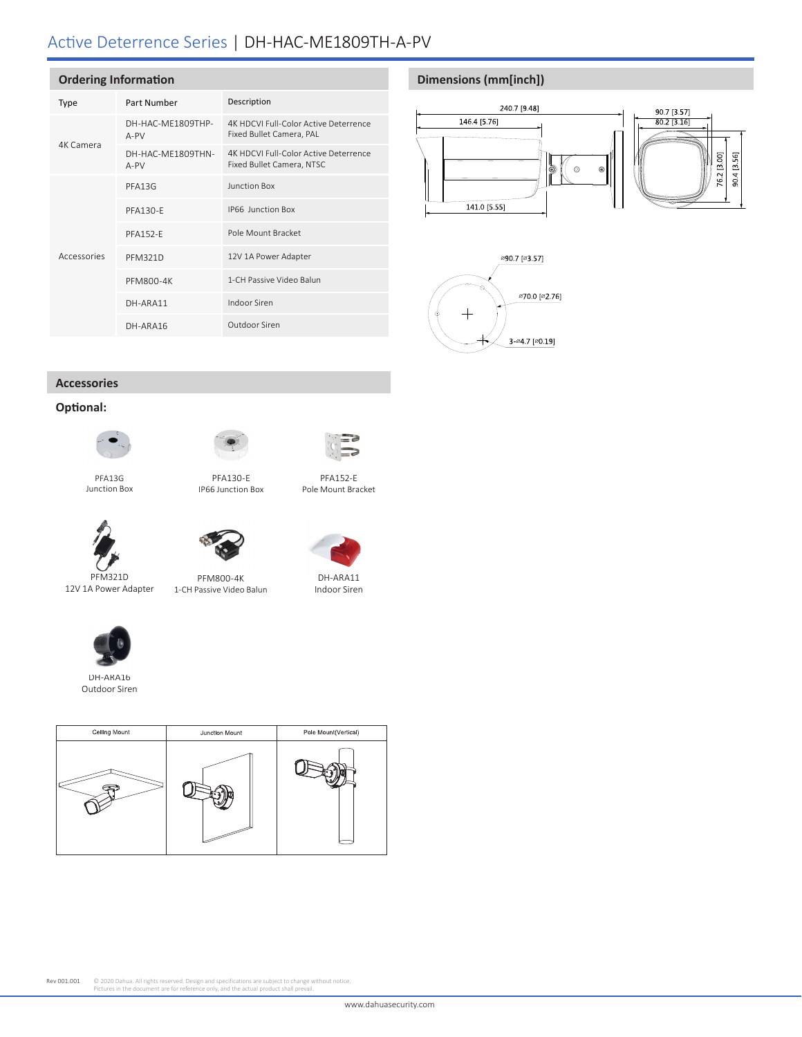Active Deterrence Series | DH-HAC-ME1809TH-A-PV

## Ordering Information

| Type | Part Number | Description |
|---|---|---|
| 4K Camera | DH-HAC-ME1809THP-A-PV | 4K HDCVI Full-Color Active Deterrence Fixed Bullet Camera, PAL |
| | DH-HAC-ME1809THN-A-PV | 4K HDCVI Full-Color Active Deterrence Fixed Bullet Camera, NTSC |
| Accessories | PFA13G | Junction Box |
| | PFA130-E | IP66 Junction Box |
| | PFA152-E | Pole Mount Bracket |
| | PFM321D | 12V 1A Power Adapter |
| | PFM800-4K | 1-CH Passive Video Balun |
| | DH-ARA11 | Indoor Siren |
| | DH-ARA16 | Outdoor Siren |

## Dimensions (mm[inch])

240.7 [9.48]
146.4 [5.76]
141.0 [5.55]
90.7 [3.57]
80.2 [3.16]
76.2 [3.00]
90.4 [3.56]
⌀90.7 [⌀3.57]
⌀70.0 [⌀2.76]
3-⌀4.7 [⌀0.19]

## Accessories

### Optional:

PFA13G
Junction Box

PFA130-E
IP66 Junction Box

PFA152-E
Pole Mount Bracket

PFM321D
12V 1A Power Adapter

PFM800-4K
1-CH Passive Video Balun

DH-ARA11
Indoor Siren

DH-ARA16
Outdoor Siren

| Ceiling Mount | Junction Mount | Pole Mount(Vertical) |
|---|---|---|
| | | |

Rev 001.001 © 2020 Dahua. All rights reserved. Design and specifications are subject to change without notice.
Pictures in the document are for reference only, and the actual product shall prevail.

www.dahuasecurity.com